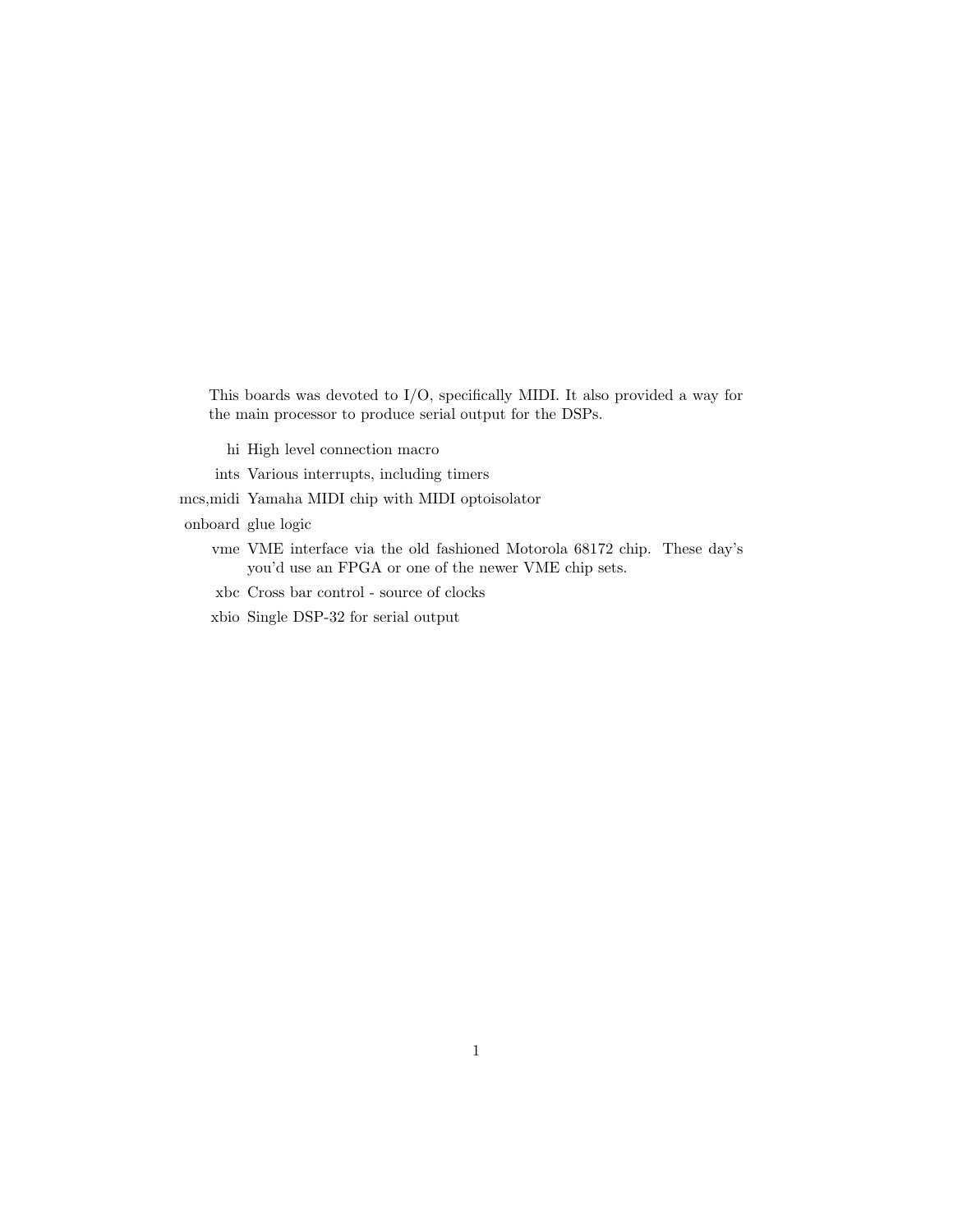This boards was devoted to I/O, specifically MIDI. It also provided a way for the main processor to produce serial output for the DSPs.

- **hi** High level connection macro
- **ints** Various interrupts, including timers
- **mcs,midi** Yamaha MIDI chip with MIDI optoisolator
- **onboard** glue logic
- **vme** VME interface via the old fashioned Motorola 68172 chip. These day's you'd use an FPGA or one of the newer VME chip sets.
- **xbc** Cross bar control - source of clocks
- **xbio** Single DSP-32 for serial output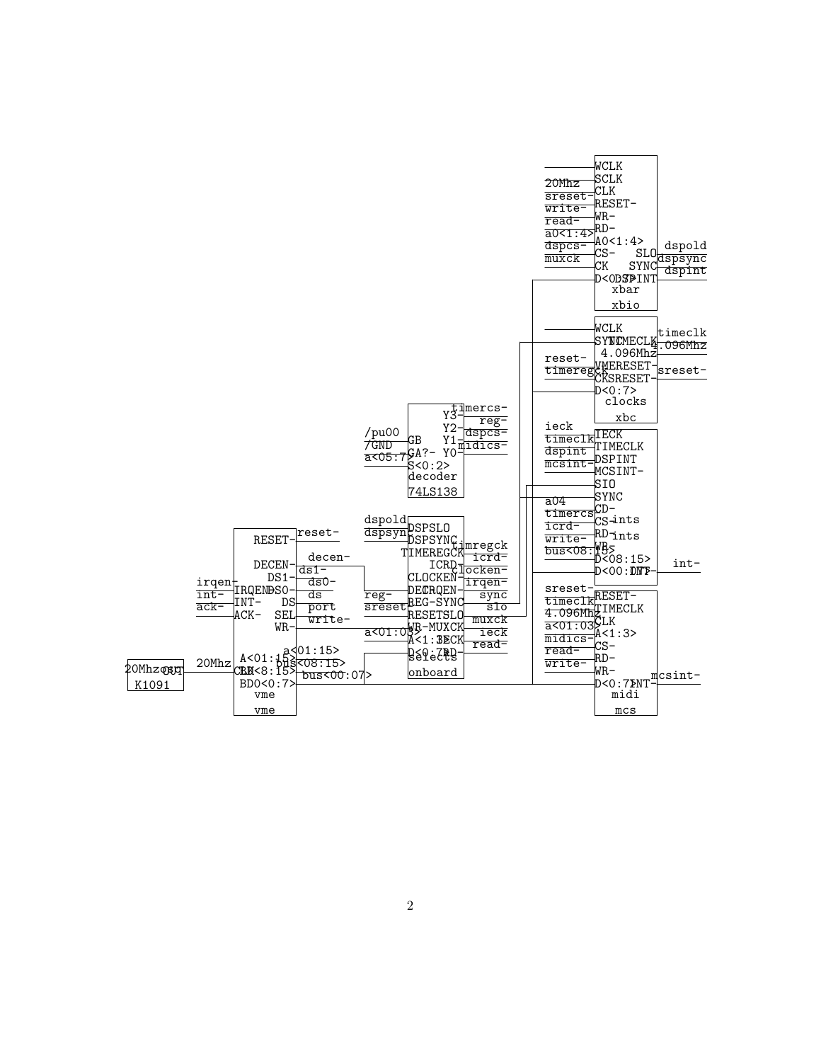| Block | Type | Pins | Connected signals |
|---|---|---|---|
| K1091 | | OUT | 20Mhz |
| vme | vme | RESET-, DECEN-, DS1-, DS0-, DS, SEL, WR-, IRQEN-, INT-, ACK-, A<01:15>, CLK, BD<8:15>, BD<0:7> | reset-, decen-, ds1-, ds0-, ds, port, write-, irqen-, int-, ack-, 20Mhz, a<01:15>, bus<08:15>, bus<00:07> |
| decoder | 74LS138 | GB, GA?-, S<0:2>, Y3-, Y2-, Y1-, Y0- | /pu00, /GND, a<05:7>, timercs-, reg-, dspcs-, midics- |
| selects | onboard | DSPSLO, DSPSYNC, TIMEREGCK, ICRD-, CLOCKEN-, DEC-, IRQEN-, REG-, SYNC, RESET, SLO, WR-, MUXCK, A<1:3>, IECK, D<0:7>, RD- | dspold, dspsync, decen-, reg-, sreset, write-, a<01:03>, timregck, icrd-, clocken-, irqen-, sync, slo, muxck, ieck, read- |
| xbar | xbio | WCLK, SCLK, CLK, RESET-, WR-, RD-, A0<1:4>, CS-, CK, D<0:7>, SLO, SYNC, DSPINT | 20Mhz, sreset-, write-, read-, a0<1:4>, dspcs-, muxck, dspold, dspsync, dspint |
| clocks | xbc | WCLK, SYNC, TIMECLK, 4.096Mhz, VMERESET-, CK, SRESET-, D<0:7> | reset-, timeregck, timeclk, 4.096Mhz, sreset- |
| ints | ints | IECK, TIMECLK, DSPINT, MCSINT-, SIO, SYNC, CD-, CS-, RD-, WR-, D<08:15>, D<00:07>, INT- | ieck, timeclk, dspint, mcsint-, a04, timercs-, icrd-, write-, bus<08:15>, int- |
| midi | mcs | RESET-, TIMECLK, CLK, A<1:3>, CS-, RD-, WR-, D<0:7>, INT- | sreset-, timeclk, 4.096Mhz, a<01:03>, midics-, read-, write-, mcsint- |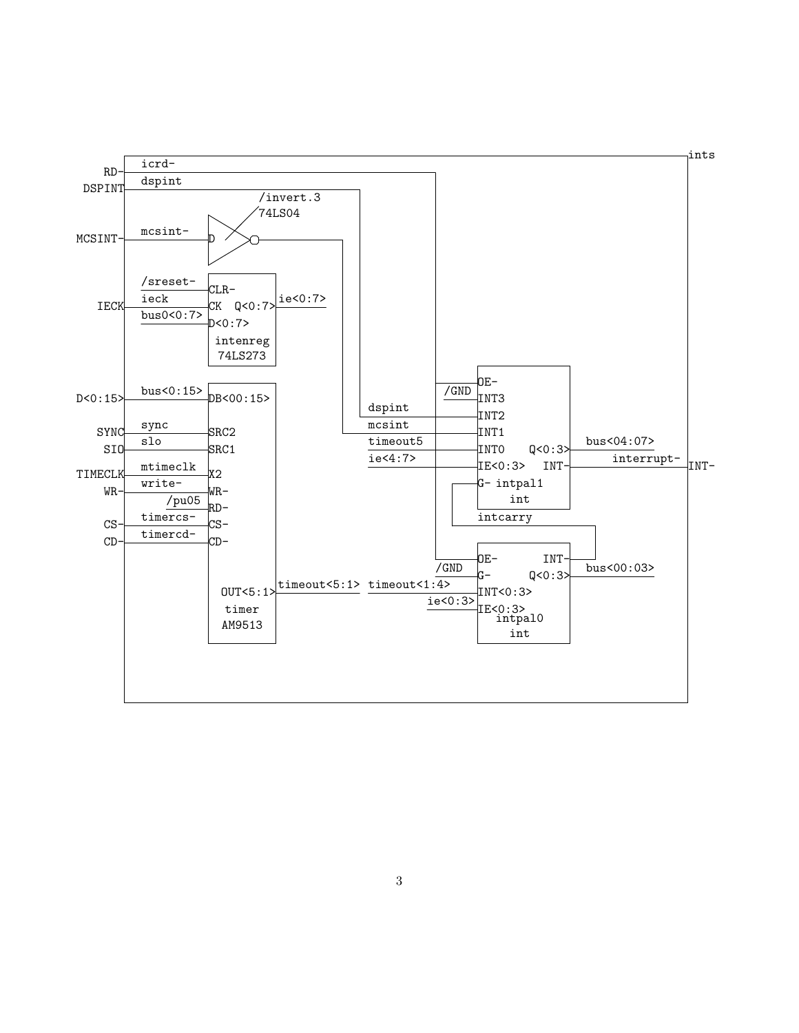```
ints

RD-        icrd-
DSPINT     dspint
                         /invert.3
                         74LS04
MCSINT-    mcsint-       D

           /sreset-      CLR-
IECK       ieck          CK  Q<0:7>   ie<0:7>
           bus0<0:7>     D<0:7>
                         intenreg
                         74LS273

                                                              OE-
                                                     /GND     INT3
D<0:15>    bus<0:15>     DB<00:15>          dspint            INT2
SYNC       sync          SRC2               mcsint            INT1
SIO        slo           SRC1               timeout5          INT0    Q<0:3>   bus<04:07>
TIMECLK    mtimeclk      X2                 ie<4:7>           IE<0:3>   INT-   interrupt-   INT-
WR-        write-        WR-                                  G-  intpal1
           /pu05         RD-                                      int
CS-        timercs-      CS-                                  intcarry
CD-        timercd-      CD-
                                                              OE-        INT-
                                                     /GND     G-        Q<0:3>   bus<00:03>
                         OUT<5:1>  timeout<5:1>  timeout<1:4>  INT<0:3>
                         timer                       ie<0:3>  IE<0:3>
                         AM9513                                intpal0
                                                               int
```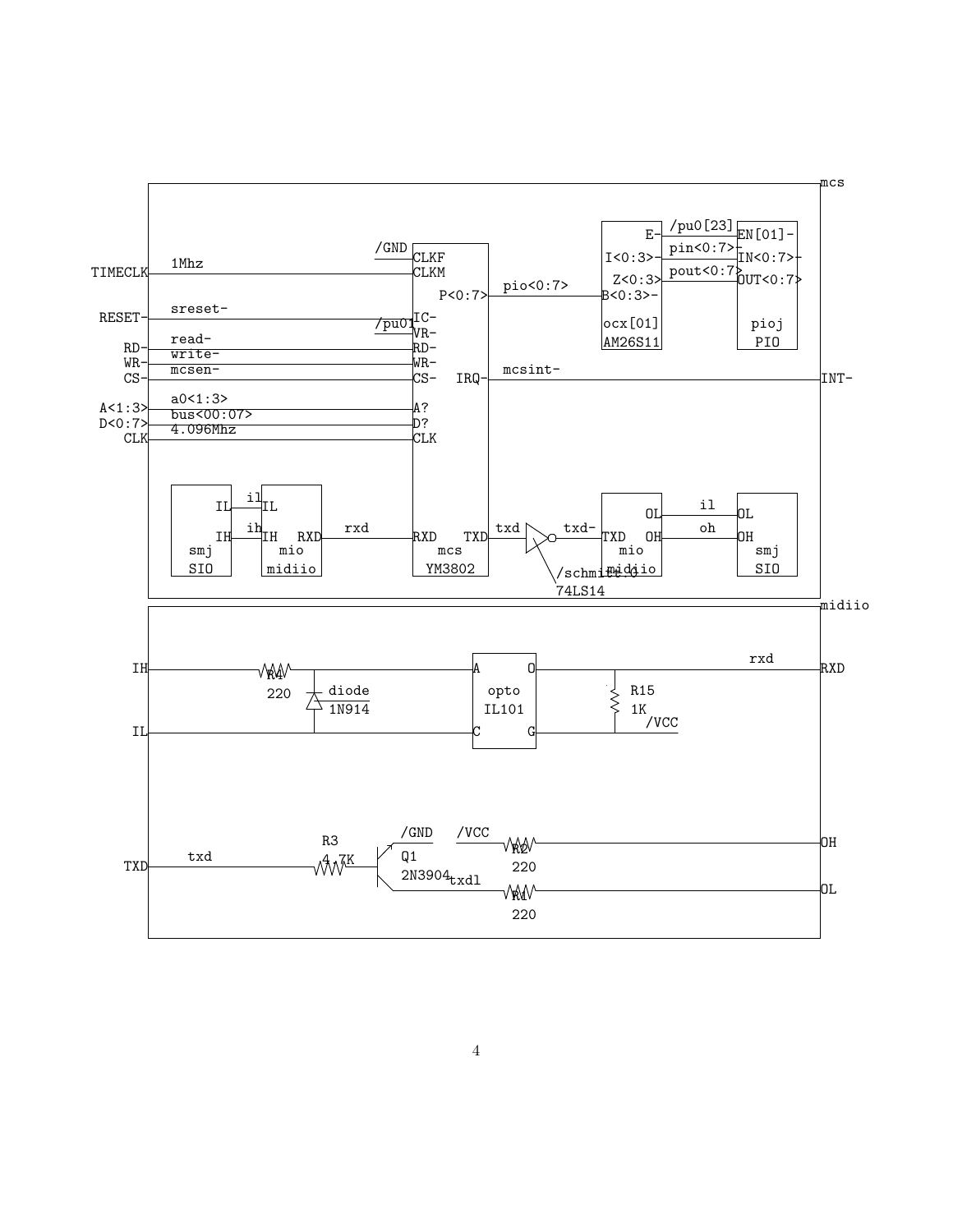```
mcs

TIMECLK   1Mhz                  /GND   CLKF
                                       CLKM
                                       P<0:7>   pio<0:7>   B<0:3>-
RESET-    sreset-               /pu01  IC-
                                       VR-
RD-       read-                        RD-
WR-       write-                       WR-
CS-       mcsen-                       CS-   IRQ-   mcsint-                INT-
A<1:3>    a0<1:3>                      A?
D<0:7>    bus<00:07>                   D?
CLK       4.096Mhz                     CLK

E-        /pu0[23]     EN[01]-
I<0:3>-   pin<0:7>-    IN<0:7>-
Z<0:3>    pout<0:7>    OUT<0:7>
ocx[01]                pioj
AM26S11                PIO

IL   il   IL
IH   ih   IH   RXD   rxd   RXD   TXD   txd   txd-   TXD   OL   il   OL
smj       mio                  mcs                         OH   oh   OH
SIO       midiio               YM3802     /schmitt:0   mio             smj
                                          74LS14       midiio          SIO

midiio

IH    R4 220        diode 1N914      A   opto    O      R15 1K      rxd   RXD
IL                                   C   IL101   G      /VCC

                    R3              /GND   /VCC
TXD   txd           4.7K    Q1             R2 220                         OH
                            2N3904  txdl   R1 220                         OL
```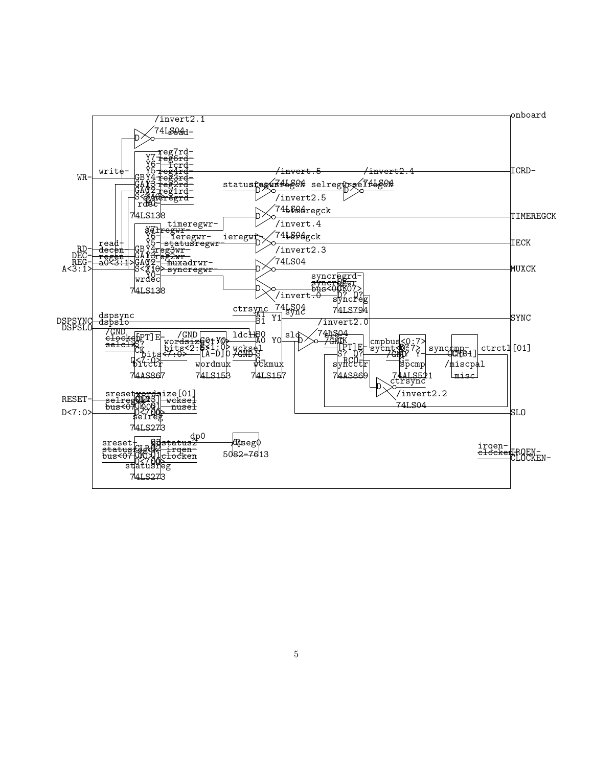```
onboard

/invert2.1
74LS04
D  read-

WR-   write-
reg7rd-  Y7
reg6rd-  Y6
icrd-    Y5
reg4rd-  Y4  GB
reg3rd-  Y3  GA1
reg2rd-  Y2  GA0
reg1rd-  Y1  S<2:0>
syncregrd-  Y0
rdec
74LS138

ICRD-
/invert.5          /invert2.4
statusregck  74LS04  D   statusregck
selregwr   74LS04  D   selregck
/invert2.5
74LS04  D   timeregck   TIMEREGCK
/invert.4
74LS04  D   ieregck   IECK
/invert2.3
74LS04  D   MUXCK
/invert.0
74LS04  D

timeregwr-
selregwr-  Y7
ieregwr-   Y6   ieregwr-
statusregwr-  Y5
reg3wr-   Y4
reg2wr-   Y3
muxadrwr-  Y2
syncregwr-  Y1
Y0
RD-   read-   GB
DEC-  decen   GA1
REG-  regen   GA0
A<3:1>  a0<3:1>  S<2:0>
wrdec
74LS138

syncregrd-  OE
syncregwr-  CK
bus<0:7>  D<0:7>  Q<0:7>
syncreg
74LS794

DSPSYNC   dspsync
DSPSLO    dspslo
ctrsync   A1  Y1   sync   SYNC
          B1
ldclk     B0
          A0  Y0   slo
wcksel    S
/GND      G-
wckmux
74LS157

/GND  [PT]E-
clocken  S?
selclk   CK
Q<7:0>   bits<7:0>
bitctr
74AS867

/GND
wordsize<2:0>  G0-  Y0
bits<7:0>  S<1:0>
[A-D]0
wordmux
74LS153

/invert2.0
74LS04
slo  D   clk
/GND  CK
[PT]E-
S?  Q?
RC0-
syncctr
74AS869

cmpbus<0:7>
sycnt<0:7>
/GND  G-  Y-   synccmp-
spcmp
74ALS521

CMP
/miscpal
misc
ctrctl[01]

ctrsync
D  /invert2.2
74LS04

RESET-   sreset-   CLR
selregck   CK
bus<07:00>  D<7:0>
wordsize[01]  Q<3:2>
wcksel   Q1
nusel    Q0
selreg
74LS273

SLO

sreset-   CLR
statusregck  CK
bus<07:00>  D<7:0>
Q3   status2
Q2   irqen
Q1   clocken
Q0
statusreg
74LS273

dp0   dp  /7seg0
5082-7613

D<7:0>

irqen-    IRQEN-
clocken-  CLOCKEN-
```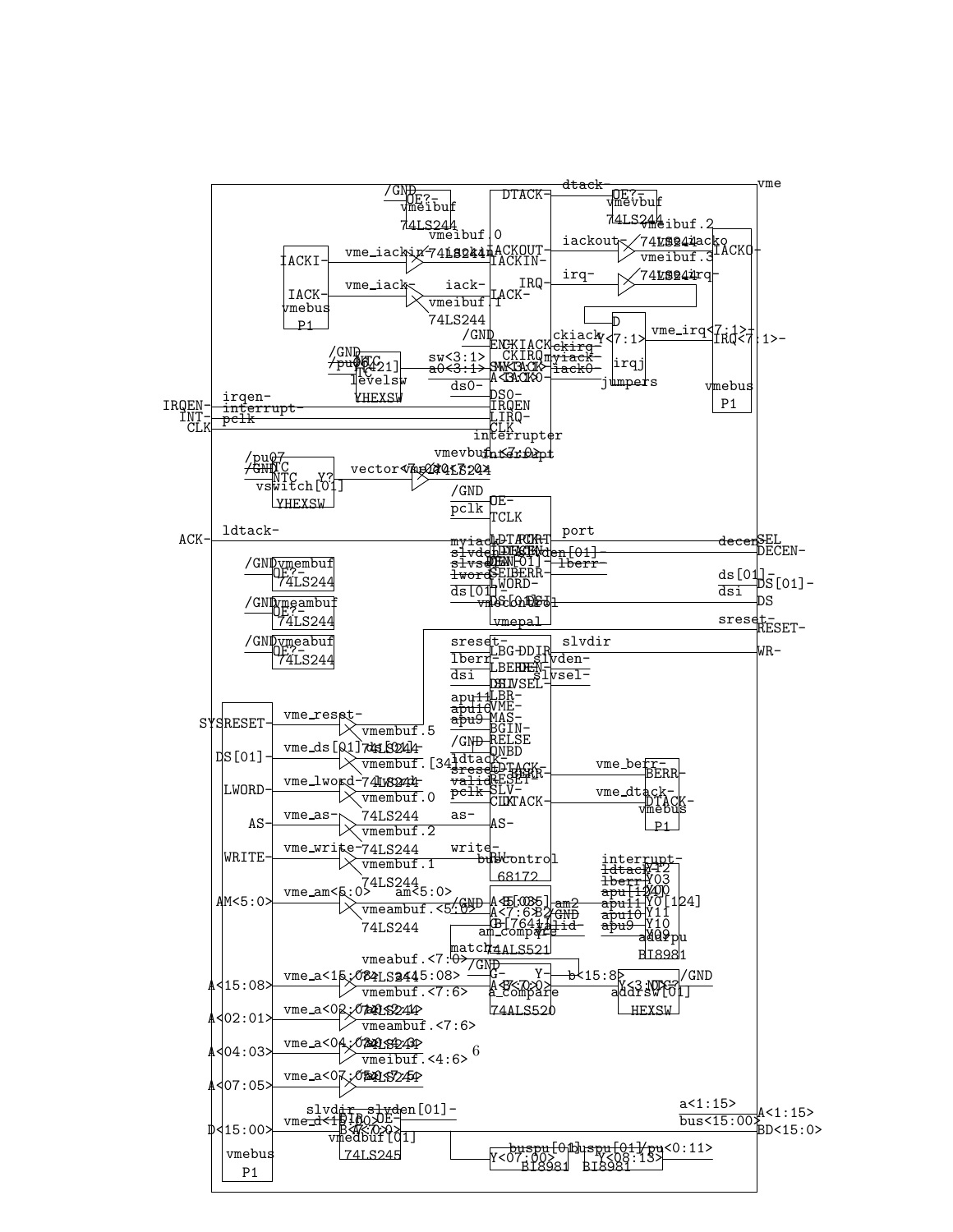vme

/GND OE?- vmeibuf 74LS244

DTACK- dtack- OE?- vmevbuf 74LS244

vmeibuf.0 74LS244

vmeibuf.2 74LS244 iacko

IACKI- vme_iackin- IACKOUT- IACKIN- iackout- vmeibuf.3 74LS244 IACKO-

IACK- vme_iack- iack- IACK- vmeibuf.1 74LS244 irq- irq- IRQ-

vmebus P1

/GND ENCKIACK cklack

/GND /pu NTC [421] sw<3:1> SW<3:1> ckirq myiack D

levelsw YHEXSW a0<3:1> A<3:1> iack0 Y<7:1> vme_irq<7:1>- IRQ<7:1>-

ds0- DS0- irqj jumpers vmebus P1

IRQEN- irqen- IRQEN

INT- interrupt- LIRQ-

CLK pclk CLK

interrupter intrupt

vmevbuf<7:0> 74LS244

/pu07 /GND NTC Y?- vector<7:0> vswitch[01] YHEXSW

/GND OE-

pclk TCLK

ACK- ldtack- LDTACK- port decen SEL

myiack LDTACK- DECEN-

slvden[01]- DEN[01]- lberr- lberr-

slvsel- SEIBERR-

lword- LWORD- ds[01]- DS[01]-

ds[01]- DS[01]- dsi DS

vmecontrol vmepal sreset- RESET-

/GND vmembuf OE?- 74LS244

/GND vmeambuf OE?- 74LS244

/GND vmeabuf OE?- 74LS244

sreset- LBG- DDIR slvdir WR-

lberr- LBERR- DEN- slvden-

dsi DSI SLVSEL- slvsel-

apu11 LBR-

apu10 VME-

apu9 MAS-

BGIN-

/GND RELSE

ONBD

ldtack- LDTACK- BERR- vme_berr- BERR-

sreset- RESET

valid- SLV-

pclk CLK DTACK- vme_dtack- DTACK- vmebus P1

SYSRESET- vme_reset- vmembuf.5 74LS244

DS[01]- vme_ds[01]- ds[01]- vmembuf.[34] 74LS244

LWORD- vme_lword- lword- vmembuf.0 74LS244

AS- vme_as- as- AS- vmembuf.2 74LS244

WRITE- vme_write- write- RW vmembuf.1 74LS244 buscontrol 68172

AM<5:0> vme_am<5:0> am<5:0> vmeambuf.<5:0> 74LS244

/GND A<5:0> B<5:0> am2 A<7:6> B2 /GND G- Y- valid- am_compare 74ALS521

interrupt- Y12 ldtack- Y03 lberr- Y0[124] apu[124] Y00 apu11 Y11 apu10 Y10 apu9 Y09 addrpu BI8981

match

vmeabuf.<7:0> 74LS244

A<15:08> vme_a<15:08> a<15:08> /GND G- Y- A<7:0> B<7:0> b<15:8> a_compare 74ALS520 Y<3:0> NTC? /GND addrsw[01] HEXSW

vmembuf.<7:6> 74LS244

A<02:01> vme_a<02:01> a<02:01> vmeambuf.<7:6> 74LS244

A<04:03> vme_a<04:03> a<04:03> vmeibuf.<4:6> 74LS244

A<07:05> vme_a<07:05> a<07:05> 74LS244

slvdir slvden[01]- a<1:15> A<1:15>

D<15:00> vme_d<15:00> DIR OE- B<7:0> A<7:0> bus<15:00> BD<15:0>

vmedbuf[01] 74LS245

vmebus P1

buspu[01] buspu[01] /pu<0:11> Y<07:00> Y<08:13> BI8981 BI8981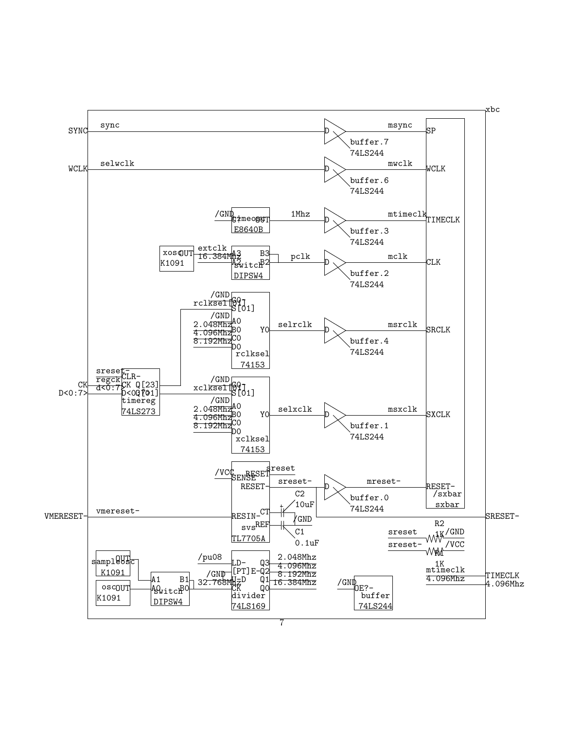xbc

SYNC — sync — buffer.7 74LS244 (D) — msync — SP

WCLK — selwclk — buffer.6 74LS244 (D) — mwclk — WCLK

/GND — G? timeosc OUT E8640B — 1Mhz — buffer.3 74LS244 (D) — mtimeclk — TIMECLK

xosc OUT K1091 — extclk 16.384Mhz — A3 A2 switch B3 B2 DIPSW4 — pclk — buffer.2 74LS244 (D) — mclk — CLK

/GND G0
rclksel[01] S[01]
/GND A0
2.048Mhz B0
4.096Mhz C0
8.192Mhz D0
Y0 rclksel 74153 — selrclk — buffer.4 74LS244 (D) — msrclk — SRCLK

CK — sreset- CLR- regck CK Q[23]
D<0:7> — d<0:7> D<0:7> Q[01] timereg 74LS273

/GND G0
xclksel[01] S[01]
/GND A0
2.048Mhz B0
4.096Mhz C0
8.192Mhz D0
Y0 xclksel 74153 — selxclk — buffer.1 74LS244 (D) — msxclk — SXCLK

/VCC SENSE RESET — sreset
RESET- — sreset- — buffer.0 74LS244 (D) — mreset- — RESET-

/sxbar sxbar

VMERESET- — vmereset- — RESIN- svs TL7705A
CT — C2 10uF
REF — C1 0.1uF /GND

SRESET-

sreset — R2 1K — /GND
sreset- — R1 1K — /VCC

mtimeclk — TIMECLK
4.096Mhz — 4.096Mhz

sampleosc OUT K1091 — A1 B1
osc OUT K1091 — A0 switch B0 DIPSW4 — 32.768Mhz

/pu08 LD- Q3 2.048Mhz
[PT]E- Q2 4.096Mhz
/GND U-D Q1 8.192Mhz
CK Q0 16.384Mhz
divider 74LS169

/GND OE?- buffer 74LS244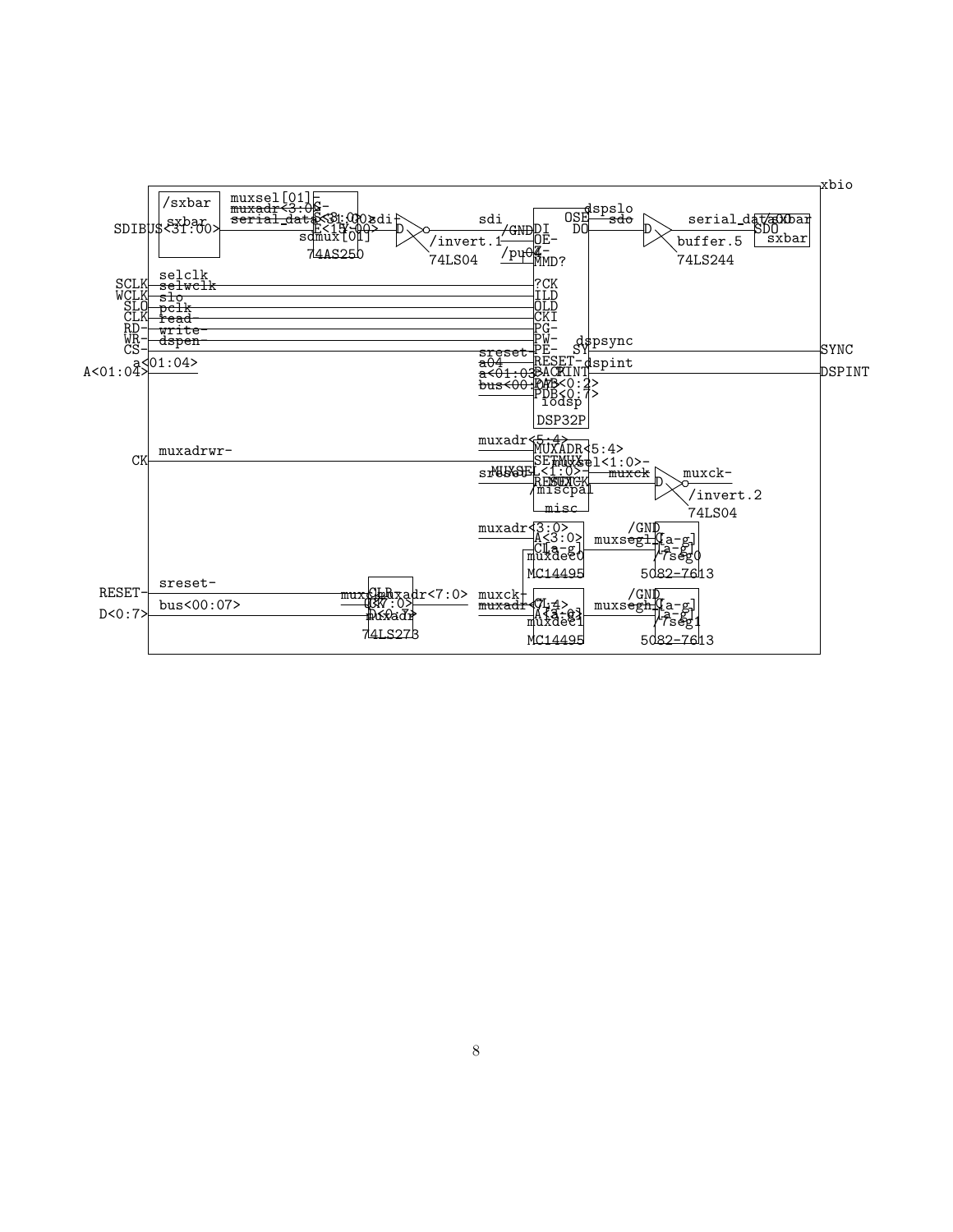xbio

/sxbar

sxbar

SDIBUS<31:00>

muxsel[01]

muxadr<3:0>

serial_data<31:00>

S-

S<3:0>

E<15:00>

sdi-

sdmux[01]

74AS250

/invert.1

74LS04

sdi

/GND

/pu04

DI

OE-

Z-

MMD?

OSE

DO

dspslo

sdo

buffer.5

74LS244

serial_data

SDO

/sdo

sxbar

SCLK

WCLK

SLO

CLK

RD-

WR-

CS-

selclk

selwclk

slo

pclk

read-

write-

dspen-

?CK

ILD

OLD

CKI

PG-

PW-

PE-

SY

dspsync

SYNC

A<01:04>

a<01:04>

sreset-

a04

a<01:03>

bus<00:07>

RESET-

BACK

PAB<0:2>

PDB<0:7>

PINT

dspint

DSPINT

iodsp

DSP32P

CK

muxadrwr-

muxadr<5:4>

sreset-

MUXADR<5:4>

SETMUX-

MUXSEL<1:0>

RESET-

muxsel<1:0>-

MUXCK

muxck

muxck-

/miscpal

misc

/invert.2

74LS04

muxadr<3:0>

A<3:0>

CL

[a-g]

muxdec0

MC14495

/GND

muxsegl

[a-g]

/7seg0

5082-7613

RESET-

D<0:7>

sreset-

bus<00:07>

muxadrwr-

CLR

CK

D<0:7>

Q<7:0>

muxadr

74LS273

muxadr<7:0>

muxck-

muxadr<7:4>

CL

A<3:0>

[a-g]

muxdec1

MC14495

/GND

muxsegh

[a-g]

/7seg1

5082-7613